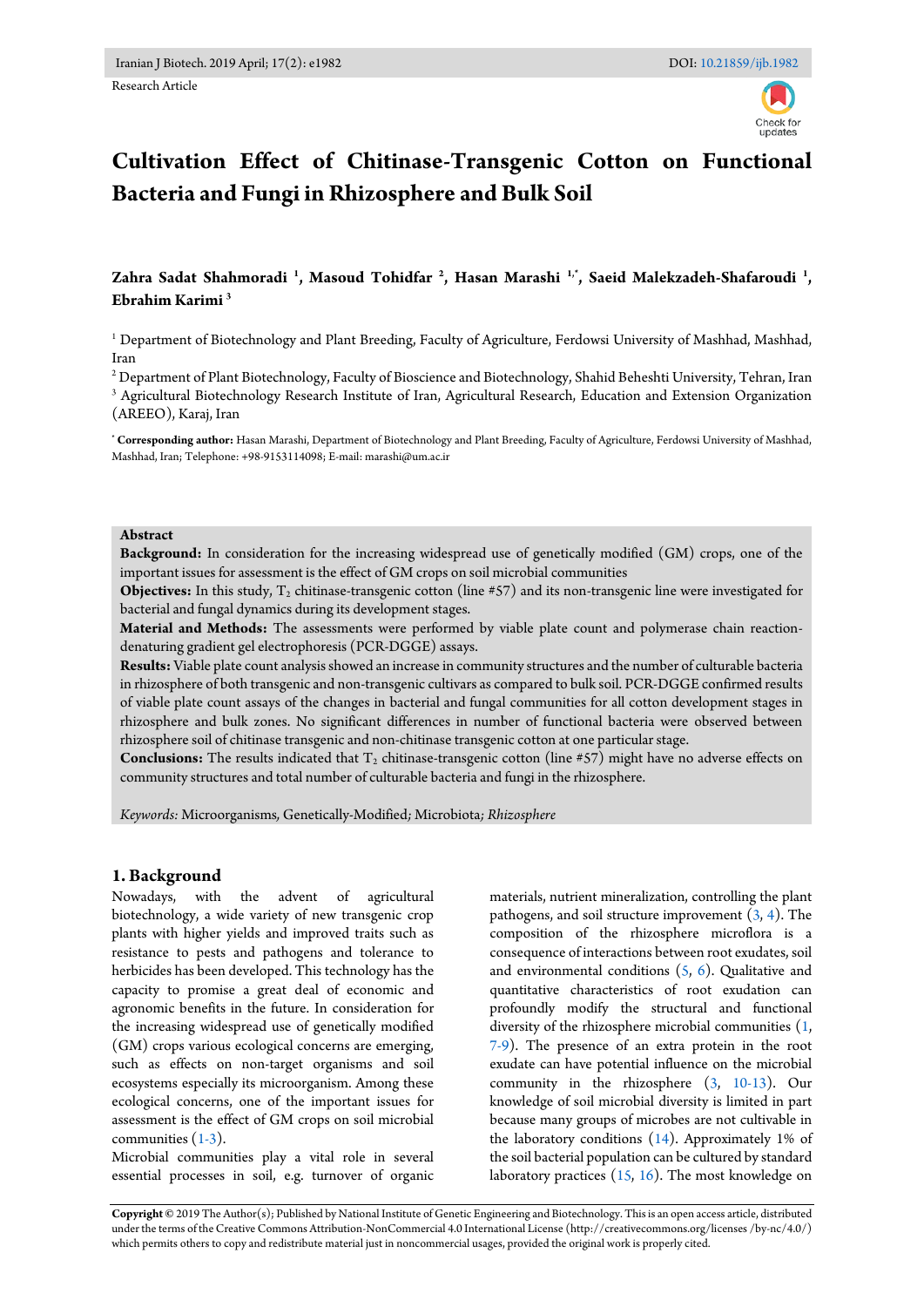Research Article

# Cultivation Effect of Chitinase-Transgenic Cotton on Functional Bacteria and Fungi in Rhizosphere and Bulk Soil

**Zahra Sadat Shahmoradi [1], Masoud Tohidfar [2], Hasan Marashi [1,*], Saeid Malekzadeh-Shafaroudi [1], Ebrahim Karimi [3]**

[1] Department of Biotechnology and Plant Breeding, Faculty of Agriculture, Ferdowsi University of Mashhad, Mashhad, Iran

[2] Department of Plant Biotechnology, Faculty of Bioscience and Biotechnology, Shahid Beheshti University, Tehran, Iran

[3] Agricultural Biotechnology Research Institute of Iran, Agricultural Research, Education and Extension Organization (AREEO), Karaj, Iran

[*] **Corresponding author:** Hasan Marashi, Department of Biotechnology and Plant Breeding, Faculty of Agriculture, Ferdowsi University of Mashhad, Mashhad, Iran; Telephone: +98-9153114098; E-mail: marashi@um.ac.ir

**Abstract**

**Background:** In consideration for the increasing widespread use of genetically modified (GM) crops, one of the important issues for assessment is the effect of GM crops on soil microbial communities

**Objectives:** In this study, $T_2$ chitinase-transgenic cotton (line #57) and its non-transgenic line were investigated for bacterial and fungal dynamics during its development stages.

**Material and Methods:** The assessments were performed by viable plate count and polymerase chain reaction-denaturing gradient gel electrophoresis (PCR-DGGE) assays.

**Results:** Viable plate count analysis showed an increase in community structures and the number of culturable bacteria in rhizosphere of both transgenic and non-transgenic cultivars as compared to bulk soil. PCR-DGGE confirmed results of viable plate count assays of the changes in bacterial and fungal communities for all cotton development stages in rhizosphere and bulk zones. No significant differences in number of functional bacteria were observed between rhizosphere soil of chitinase transgenic and non-chitinase transgenic cotton at one particular stage.

**Conclusions:** The results indicated that $T_2$ chitinase-transgenic cotton (line #57) might have no adverse effects on community structures and total number of culturable bacteria and fungi in the rhizosphere.

*Keywords:* Microorganisms, Genetically-Modified*;* Microbiota*; Rhizosphere*

## 1. Background

Nowadays, with the advent of agricultural biotechnology, a wide variety of new transgenic crop plants with higher yields and improved traits such as resistance to pests and pathogens and tolerance to herbicides has been developed. This technology has the capacity to promise a great deal of economic and agronomic benefits in the future. In consideration for the increasing widespread use of genetically modified (GM) crops various ecological concerns are emerging, such as effects on non-target organisms and soil ecosystems especially its microorganism. Among these ecological concerns, one of the important issues for assessment is the effect of GM crops on soil microbial communities (1-3).

Microbial communities play a vital role in several essential processes in soil, e.g. turnover of organic materials, nutrient mineralization, controlling the plant pathogens, and soil structure improvement (3, 4). The composition of the rhizosphere microflora is a consequence of interactions between root exudates, soil and environmental conditions (5, 6). Qualitative and quantitative characteristics of root exudation can profoundly modify the structural and functional diversity of the rhizosphere microbial communities (1, 7-9). The presence of an extra protein in the root exudate can have potential influence on the microbial community in the rhizosphere (3, 10-13). Our knowledge of soil microbial diversity is limited in part because many groups of microbes are not cultivable in the laboratory conditions (14). Approximately 1% of the soil bacterial population can be cultured by standard laboratory practices (15, 16). The most knowledge on

**Copyright** © 2019 The Author(s); Published by National Institute of Genetic Engineering and Biotechnology. This is an open access article, distributed under the terms of the Creative Commons Attribution-NonCommercial 4.0 International License (http://creativecommons.org/licenses /by-nc/4.0/) which permits others to copy and redistribute material just in noncommercial usages, provided the original work is properly cited.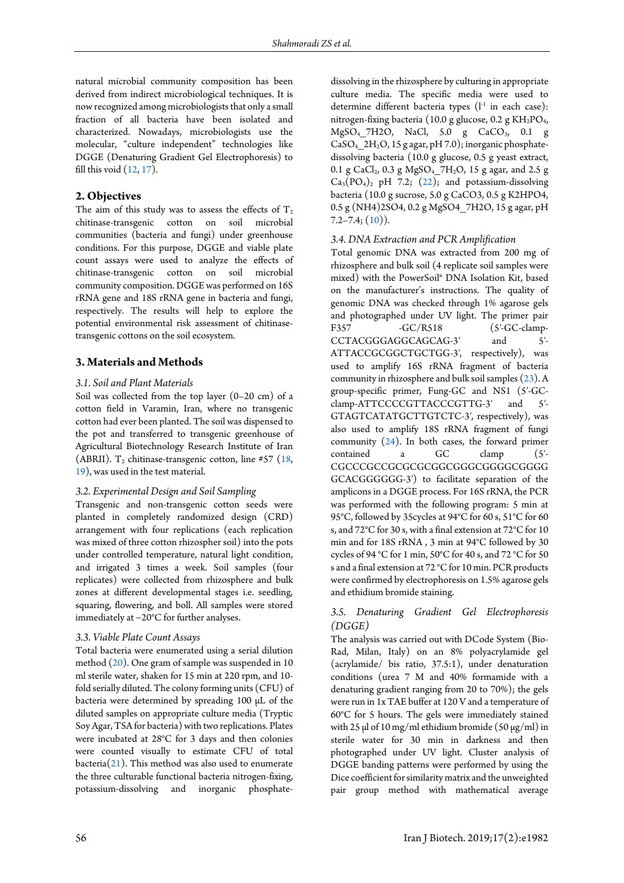natural microbial community composition has been derived from indirect microbiological techniques. It is now recognized among microbiologists that only a small fraction of all bacteria have been isolated and characterized. Nowadays, microbiologists use the molecular, "culture independent" technologies like DGGE (Denaturing Gradient Gel Electrophoresis) to fill this void (12, 17).

## 2. Objectives

The aim of this study was to assess the effects of $T_2$ chitinase-transgenic cotton on soil microbial communities (bacteria and fungi) under greenhouse conditions. For this purpose, DGGE and viable plate count assays were used to analyze the effects of chitinase-transgenic cotton on soil microbial community composition. DGGE was performed on 16S rRNA gene and 18S rRNA gene in bacteria and fungi, respectively. The results will help to explore the potential environmental risk assessment of chitinase-transgenic cottons on the soil ecosystem.

## 3. Materials and Methods

### 3.1. Soil and Plant Materials

Soil was collected from the top layer (0–20 cm) of a cotton field in Varamin, Iran, where no transgenic cotton had ever been planted. The soil was dispensed to the pot and transferred to transgenic greenhouse of Agricultural Biotechnology Research Institute of Iran (ABRII). $T_2$ chitinase-transgenic cotton, line #57 (18, 19), was used in the test material.

### 3.2. Experimental Design and Soil Sampling

Transgenic and non-transgenic cotton seeds were planted in completely randomized design (CRD) arrangement with four replications (each replication was mixed of three cotton rhizospher soil) into the pots under controlled temperature, natural light condition, and irrigated 3 times a week. Soil samples (four replicates) were collected from rhizosphere and bulk zones at different developmental stages i.e. seedling, squaring, flowering, and boll. All samples were stored immediately at −20°C for further analyses.

### 3.3. Viable Plate Count Assays

Total bacteria were enumerated using a serial dilution method (20). One gram of sample was suspended in 10 ml sterile water, shaken for 15 min at 220 rpm, and 10-fold serially diluted. The colony forming units (CFU) of bacteria were determined by spreading 100 μL of the diluted samples on appropriate culture media (Tryptic Soy Agar, TSA for bacteria) with two replications. Plates were incubated at 28°C for 3 days and then colonies were counted visually to estimate CFU of total bacteria(21). This method was also used to enumerate the three culturable functional bacteria nitrogen-fixing, potassium-dissolving and inorganic phosphate-dissolving in the rhizosphere by culturing in appropriate culture media. The specific media were used to determine different bacteria types ($l^{-1}$ in each case): nitrogen-fixing bacteria (10.0 g glucose, 0.2 g $KH_2PO_4$, $MgSO_4$_$7H_2O$, NaCl, 5.0 g $CaCO_3$, 0.1 g $CaSO_4$_$2H_2O$, 15 g agar, pH 7.0); inorganic phosphate-dissolving bacteria (10.0 g glucose, 0.5 g yeast extract, 0.1 g $CaCl_2$, 0.3 g $MgSO_4$_$7H_2O$, 15 g agar, and 2.5 g $Ca_3(PO_4)_2$ pH 7.2; (22); and potassium-dissolving bacteria (10.0 g sucrose, 5.0 g CaCO3, 0.5 g K2HPO4, 0.5 g (NH4)2SO4, 0.2 g MgSO4_7H2O, 15 g agar, pH 7.2–7.4; (10)).

### 3.4. DNA Extraction and PCR Amplification

Total genomic DNA was extracted from 200 mg of rhizosphere and bulk soil (4 replicate soil samples were mixed) with the PowerSoil® DNA Isolation Kit, based on the manufacturer's instructions. The quality of genomic DNA was checked through 1% agarose gels and photographed under UV light. The primer pair F357 -GC/R518 (5′-GC-clamp-CCTACGGGAGGCAGCAG-3′ and 5′-ATTACCGCGGCTGCTGG-3′, respectively), was used to amplify 16S rRNA fragment of bacteria community in rhizosphere and bulk soil samples (23). A group-specific primer, Fung-GC and NS1 (5′-GC-clamp-ATTCCCCGTTACCCGTTG-3′ and 5′-GTAGTCATATGCTTGTCTC-3′, respectively), was also used to amplify 18S rRNA fragment of fungi community (24). In both cases, the forward primer contained a GC clamp (5′-CGCCCGCCGCGCGCGGCGGGCGGGGCGGGGGCACGGGGGG-3′) to facilitate separation of the amplicons in a DGGE process. For 16S rRNA, the PCR was performed with the following program: 5 min at 95°C, followed by 35cycles at 94°C for 60 s, 51°C for 60 s, and 72°C for 30 s, with a final extension at 72°C for 10 min and for 18S rRNA , 3 min at 94°C followed by 30 cycles of 94 °C for 1 min, 50°C for 40 s, and 72 °C for 50 s and a final extension at 72 °C for 10 min. PCR products were confirmed by electrophoresis on 1.5% agarose gels and ethidium bromide staining.

### 3.5. Denaturing Gradient Gel Electrophoresis (DGGE)

The analysis was carried out with DCode System (Bio-Rad, Milan, Italy) on an 8% polyacrylamide gel (acrylamide/ bis ratio, 37.5:1), under denaturation conditions (urea 7 M and 40% formamide with a denaturing gradient ranging from 20 to 70%); the gels were run in 1x TAE buffer at 120 V and a temperature of 60°C for 5 hours. The gels were immediately stained with 25 μl of 10 mg/ml ethidium bromide (50 μg/ml) in sterile water for 30 min in darkness and then photographed under UV light. Cluster analysis of DGGE banding patterns were performed by using the Dice coefficient for similarity matrix and the unweighted pair group method with mathematical average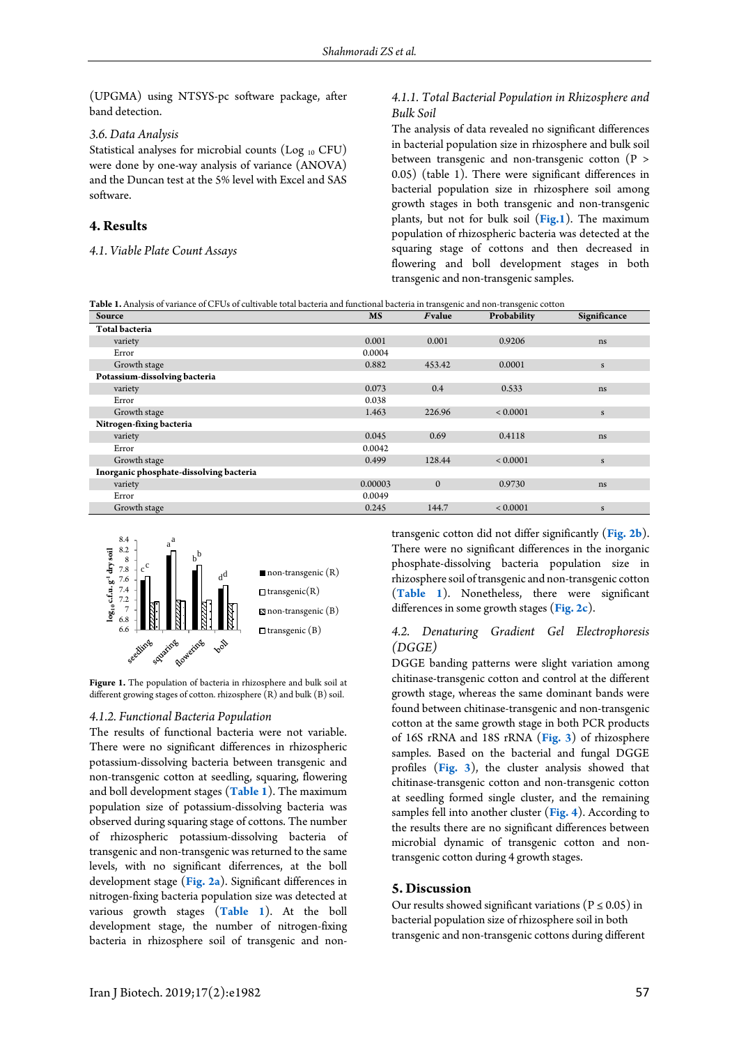(UPGMA) using NTSYS-pc software package, after band detection.

### 3.6. Data Analysis

Statistical analyses for microbial counts ($Log_{10}$ CFU) were done by one-way analysis of variance (ANOVA) and the Duncan test at the 5% level with Excel and SAS software.

## 4. Results

### 4.1. Viable Plate Count Assays

#### 4.1.1. Total Bacterial Population in Rhizosphere and Bulk Soil

The analysis of data revealed no significant differences in bacterial population size in rhizosphere and bulk soil between transgenic and non-transgenic cotton ($P > 0.05$) (table 1). There were significant differences in bacterial population size in rhizosphere soil among growth stages in both transgenic and non-transgenic plants, but not for bulk soil (**Fig.1**). The maximum population of rhizospheric bacteria was detected at the squaring stage of cottons and then decreased in flowering and boll development stages in both transgenic and non-transgenic samples.

**Table 1.** Analysis of variance of CFUs of cultivable total bacteria and functional bacteria in transgenic and non-transgenic cotton

| Source | MS | *F* value | Probability | Significance |
|---|---|---|---|---|
| **Total bacteria** | | | | |
| variety | 0.001 | 0.001 | 0.9206 | ns |
| Error | 0.0004 | | | |
| Growth stage | 0.882 | 453.42 | 0.0001 | s |
| **Potassium-dissolving bacteria** | | | | |
| variety | 0.073 | 0.4 | 0.533 | ns |
| Error | 0.038 | | | |
| Growth stage | 1.463 | 226.96 | < 0.0001 | s |
| **Nitrogen-fixing bacteria** | | | | |
| variety | 0.045 | 0.69 | 0.4118 | ns |
| Error | 0.0042 | | | |
| Growth stage | 0.499 | 128.44 | < 0.0001 | s |
| **Inorganic phosphate-dissolving bacteria** | | | | |
| variety | 0.00003 | 0 | 0.9730 | ns |
| Error | 0.0049 | | | |
| Growth stage | 0.245 | 144.7 | < 0.0001 | s |

**Figure 1.** The population of bacteria in rhizosphere and bulk soil at different growing stages of cotton. rhizosphere (R) and bulk (B) soil.

#### 4.1.2. Functional Bacteria Population

The results of functional bacteria were not variable. There were no significant differences in rhizospheric potassium-dissolving bacteria between transgenic and non-transgenic cotton at seedling, squaring, flowering and boll development stages (**Table 1**). The maximum population size of potassium-dissolving bacteria was observed during squaring stage of cottons. The number of rhizospheric potassium-dissolving bacteria of transgenic and non-transgenic was returned to the same levels, with no significant differences, at the boll development stage (**Fig. 2a**). Significant differences in nitrogen-fixing bacteria population size was detected at various growth stages (**Table 1**). At the boll development stage, the number of nitrogen-fixing bacteria in rhizosphere soil of transgenic and non-transgenic cotton did not differ significantly (**Fig. 2b**). There were no significant differences in the inorganic phosphate-dissolving bacteria population size in rhizosphere soil of transgenic and non-transgenic cotton (**Table 1**). Nonetheless, there were significant differences in some growth stages (**Fig. 2c**).

### 4.2. Denaturing Gradient Gel Electrophoresis (DGGE)

DGGE banding patterns were slight variation among chitinase-transgenic cotton and control at the different growth stage, whereas the same dominant bands were found between chitinase-transgenic and non-transgenic cotton at the same growth stage in both PCR products of 16S rRNA and 18S rRNA (**Fig. 3**) of rhizosphere samples. Based on the bacterial and fungal DGGE profiles (**Fig. 3**), the cluster analysis showed that chitinase-transgenic cotton and non-transgenic cotton at seedling formed single cluster, and the remaining samples fell into another cluster (**Fig. 4**). According to the results there are no significant differences between microbial dynamic of transgenic cotton and non-transgenic cotton during 4 growth stages.

## 5. Discussion

Our results showed significant variations ($P \leq 0.05$) in bacterial population size of rhizosphere soil in both transgenic and non-transgenic cottons during different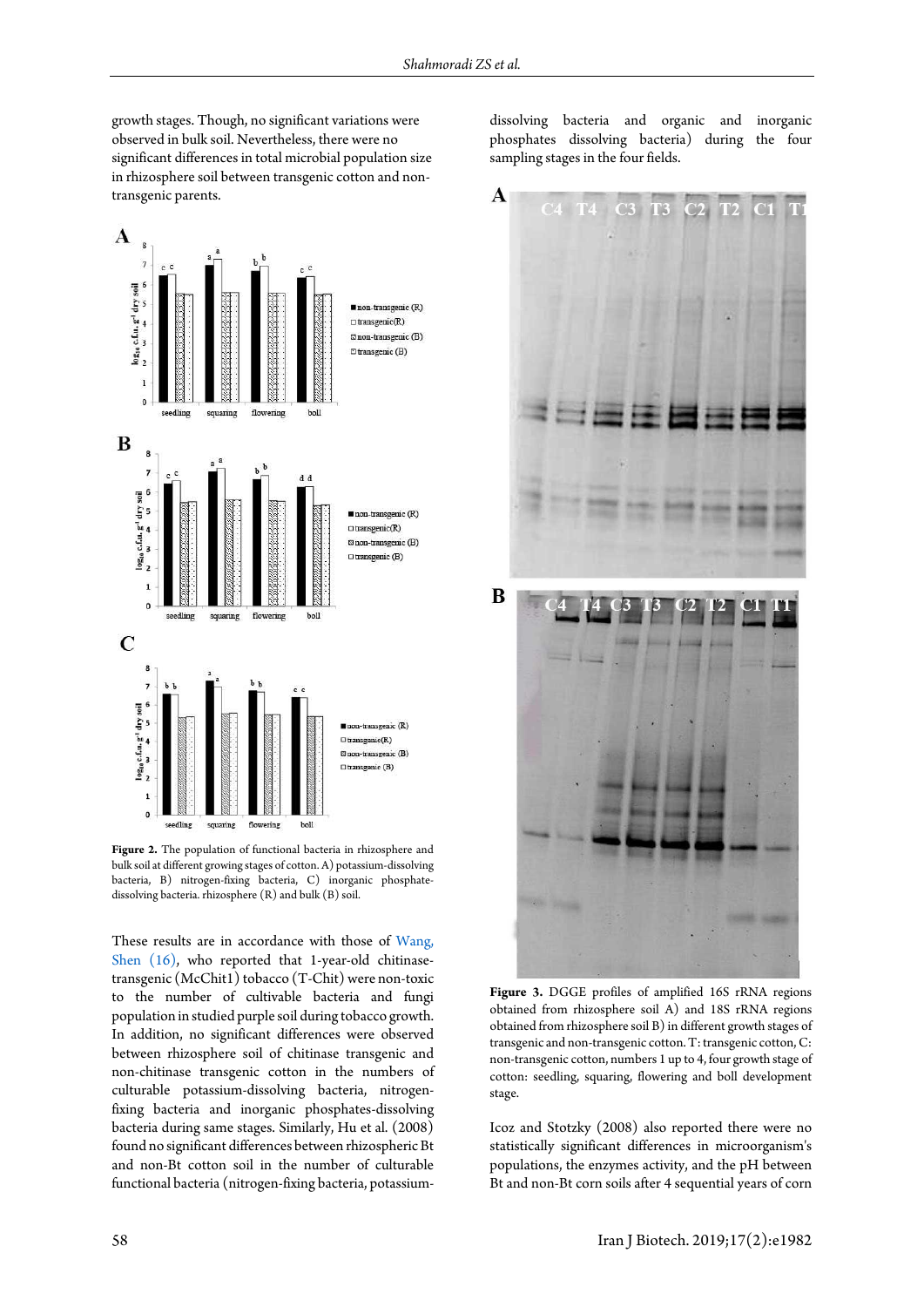growth stages. Though, no significant variations were observed in bulk soil. Nevertheless, there were no significant differences in total microbial population size in rhizosphere soil between transgenic cotton and non-transgenic parents.

**Figure 2.** The population of functional bacteria in rhizosphere and bulk soil at different growing stages of cotton. A) potassium-dissolving bacteria, B) nitrogen-fixing bacteria, C) inorganic phosphate-dissolving bacteria. rhizosphere (R) and bulk (B) soil.

These results are in accordance with those of Wang, Shen (16), who reported that 1-year-old chitinase-transgenic (McChit1) tobacco (T-Chit) were non-toxic to the number of cultivable bacteria and fungi population in studied purple soil during tobacco growth. In addition, no significant differences were observed between rhizosphere soil of chitinase transgenic and non-chitinase transgenic cotton in the numbers of culturable potassium-dissolving bacteria, nitrogen-fixing bacteria and inorganic phosphates-dissolving bacteria during same stages. Similarly, Hu et al. (2008) found no significant differences between rhizospheric Bt and non-Bt cotton soil in the number of culturable functional bacteria (nitrogen-fixing bacteria, potassium-dissolving bacteria and organic and inorganic phosphates dissolving bacteria) during the four sampling stages in the four fields.

**Figure 3.** DGGE profiles of amplified 16S rRNA regions obtained from rhizosphere soil A) and 18S rRNA regions obtained from rhizosphere soil B) in different growth stages of transgenic and non-transgenic cotton. T: transgenic cotton, C: non-transgenic cotton, numbers 1 up to 4, four growth stage of cotton: seedling, squaring, flowering and boll development stage.

Icoz and Stotzky (2008) also reported there were no statistically significant differences in microorganism's populations, the enzymes activity, and the pH between Bt and non-Bt corn soils after 4 sequential years of corn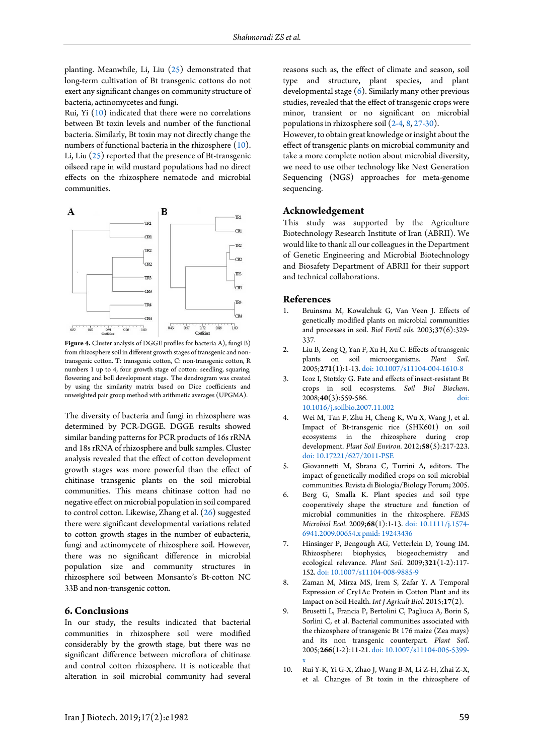planting. Meanwhile, Li, Liu (25) demonstrated that long-term cultivation of Bt transgenic cottons do not exert any significant changes on community structure of bacteria, actinomycetes and fungi.

Rui, Yi (10) indicated that there were no correlations between Bt toxin levels and number of the functional bacteria. Similarly, Bt toxin may not directly change the numbers of functional bacteria in the rhizosphere (10). Li, Liu (25) reported that the presence of Bt-transgenic oilseed rape in wild mustard populations had no direct effects on the rhizosphere nematode and microbial communities.

**Figure 4.** Cluster analysis of DGGE profiles for bacteria A), fungi B) from rhizosphere soil in different growth stages of transgenic and non-transgenic cotton. T: transgenic cotton, C: non-transgenic cotton, R numbers 1 up to 4, four growth stage of cotton: seedling, squaring, flowering and boll development stage. The dendrogram was created by using the similarity matrix based on Dice coefficients and unweighted pair group method with arithmetic averages (UPGMA).

The diversity of bacteria and fungi in rhizosphere was determined by PCR-DGGE. DGGE results showed similar banding patterns for PCR products of 16s rRNA and 18s rRNA of rhizosphere and bulk samples. Cluster analysis revealed that the effect of cotton development growth stages was more powerful than the effect of chitinase transgenic plants on the soil microbial communities. This means chitinase cotton had no negative effect on microbial population in soil compared to control cotton. Likewise, Zhang et al. (26) suggested there were significant developmental variations related to cotton growth stages in the number of eubacteria, fungi and actinomycete of rhizosphere soil. However, there was no significant difference in microbial population size and community structures in rhizosphere soil between Monsanto's Bt-cotton NC 33B and non-transgenic cotton.

## 6. Conclusions

In our study, the results indicated that bacterial communities in rhizosphere soil were modified considerably by the growth stage, but there was no significant difference between microflora of chitinase and control cotton rhizosphere. It is noticeable that alteration in soil microbial community had several reasons such as, the effect of climate and season, soil type and structure, plant species, and plant developmental stage (6). Similarly many other previous studies, revealed that the effect of transgenic crops were minor, transient or no significant on microbial populations in rhizosphere soil (2-4, 8, 27-30).

However, to obtain great knowledge or insight about the effect of transgenic plants on microbial community and take a more complete notion about microbial diversity, we need to use other technology like Next Generation Sequencing (NGS) approaches for meta-genome sequencing.

## Acknowledgement

This study was supported by the Agriculture Biotechnology Research Institute of Iran (ABRII). We would like to thank all our colleagues in the Department of Genetic Engineering and Microbial Biotechnology and Biosafety Department of ABRII for their support and technical collaborations.

## References

1. Bruinsma M, Kowalchuk G, Van Veen J. Effects of genetically modified plants on microbial communities and processes in soil. *Biol Fertil oils*. 2003;**37**(6):329-337.
2. Liu B, Zeng Q, Yan F, Xu H, Xu C. Effects of transgenic plants on soil microorganisms. *Plant Soil.* 2005;**271**(1):1-13. doi: 10.1007/s11104-004-1610-8
3. Icoz I, Stotzky G. Fate and effects of insect-resistant Bt crops in soil ecosystems. *Soil Biol Biochem.* 2008;**40**(3):559-586. doi: 10.1016/j.soilbio.2007.11.002
4. Wei M, Tan F, Zhu H, Cheng K, Wu X, Wang J, et al. Impact of Bt-transgenic rice (SHK601) on soil ecosystems in the rhizosphere during crop development. *Plant Soil Environ.* 2012;**58**(5):217-223. doi: 10.17221/627/2011-PSE
5. Giovannetti M, Sbrana C, Turrini A, editors. The impact of genetically modified crops on soil microbial communities. Rivista di Biologia/Biology Forum; 2005.
6. Berg G, Smalla K. Plant species and soil type cooperatively shape the structure and function of microbial communities in the rhizosphere. *FEMS Microbiol Ecol.* 2009;**68**(1):1-13. doi: 10.1111/j.1574-6941.2009.00654.x pmid: 19243436
7. Hinsinger P, Bengough AG, Vetterlein D, Young IM. Rhizosphere: biophysics, biogeochemistry and ecological relevance. *Plant Soil.* 2009;**321**(1-2):117-152. doi: 10.1007/s11104-008-9885-9
8. Zaman M, Mirza MS, Irem S, Zafar Y. A Temporal Expression of Cry1Ac Protein in Cotton Plant and its Impact on Soil Health. *Int J Agricult Biol.* 2015;**17**(2).
9. Brusetti L, Francia P, Bertolini C, Pagliuca A, Borin S, Sorlini C, et al. Bacterial communities associated with the rhizosphere of transgenic Bt 176 maize (Zea mays) and its non transgenic counterpart. *Plant Soil.* 2005;**266**(1-2):11-21. doi: 10.1007/s11104-005-5399-x
10. Rui Y-K, Yi G-X, Zhao J, Wang B-M, Li Z-H, Zhai Z-X, et al. Changes of Bt toxin in the rhizosphere of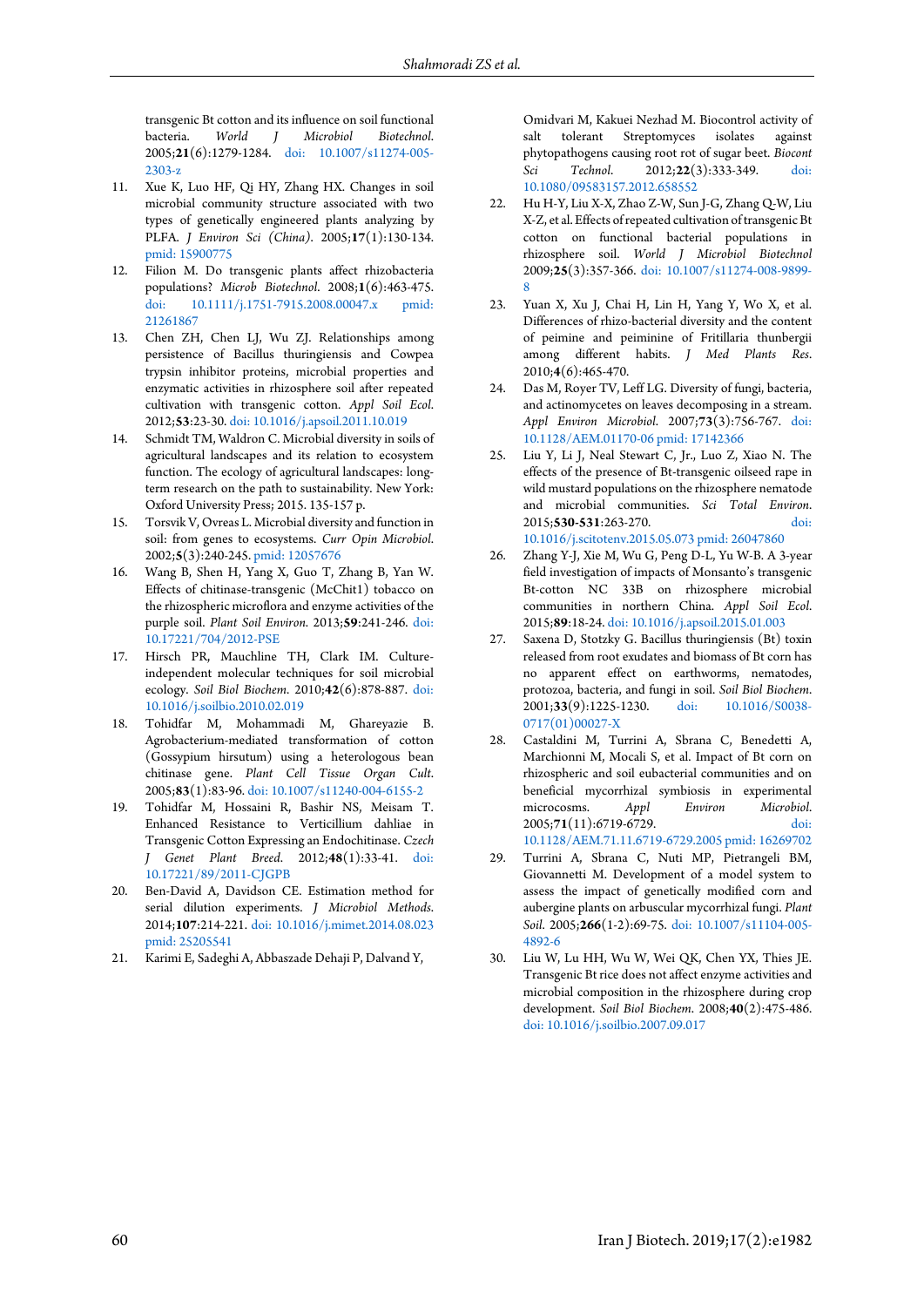transgenic Bt cotton and its influence on soil functional bacteria. *World J Microbiol Biotechnol*. 2005;**21**(6):1279-1284. doi: 10.1007/s11274-005-2303-z

11. Xue K, Luo HF, Qi HY, Zhang HX. Changes in soil microbial community structure associated with two types of genetically engineered plants analyzing by PLFA. *J Environ Sci (China)*. 2005;**17**(1):130-134. pmid: 15900775
12. Filion M. Do transgenic plants affect rhizobacteria populations? *Microb Biotechnol*. 2008;**1**(6):463-475. doi: 10.1111/j.1751-7915.2008.00047.x pmid: 21261867
13. Chen ZH, Chen LJ, Wu ZJ. Relationships among persistence of Bacillus thuringiensis and Cowpea trypsin inhibitor proteins, microbial properties and enzymatic activities in rhizosphere soil after repeated cultivation with transgenic cotton. *Appl Soil Ecol*. 2012;**53**:23-30. doi: 10.1016/j.apsoil.2011.10.019
14. Schmidt TM, Waldron C. Microbial diversity in soils of agricultural landscapes and its relation to ecosystem function. The ecology of agricultural landscapes: long-term research on the path to sustainability. New York: Oxford University Press; 2015. 135-157 p.
15. Torsvik V, Ovreas L. Microbial diversity and function in soil: from genes to ecosystems. *Curr Opin Microbiol*. 2002;**5**(3):240-245. pmid: 12057676
16. Wang B, Shen H, Yang X, Guo T, Zhang B, Yan W. Effects of chitinase-transgenic (McChit1) tobacco on the rhizospheric microflora and enzyme activities of the purple soil. *Plant Soil Environ*. 2013;**59**:241-246. doi: 10.17221/704/2012-PSE
17. Hirsch PR, Mauchline TH, Clark IM. Culture-independent molecular techniques for soil microbial ecology. *Soil Biol Biochem*. 2010;**42**(6):878-887. doi: 10.1016/j.soilbio.2010.02.019
18. Tohidfar M, Mohammadi M, Ghareyazie B. Agrobacterium-mediated transformation of cotton (Gossypium hirsutum) using a heterologous bean chitinase gene. *Plant Cell Tissue Organ Cult*. 2005;**83**(1):83-96. doi: 10.1007/s11240-004-6155-2
19. Tohidfar M, Hossaini R, Bashir NS, Meisam T. Enhanced Resistance to Verticillium dahliae in Transgenic Cotton Expressing an Endochitinase. *Czech J Genet Plant Breed*. 2012;**48**(1):33-41. doi: 10.17221/89/2011-CJGPB
20. Ben-David A, Davidson CE. Estimation method for serial dilution experiments. *J Microbiol Methods*. 2014;**107**:214-221. doi: 10.1016/j.mimet.2014.08.023 pmid: 25205541
21. Karimi E, Sadeghi A, Abbaszade Dehaji P, Dalvand Y, Omidvari M, Kakuei Nezhad M. Biocontrol activity of salt tolerant Streptomyces isolates against phytopathogens causing root rot of sugar beet. *Biocont Sci Technol*. 2012;**22**(3):333-349. doi: 10.1080/09583157.2012.658552
22. Hu H-Y, Liu X-X, Zhao Z-W, Sun J-G, Zhang Q-W, Liu X-Z, et al. Effects of repeated cultivation of transgenic Bt cotton on functional bacterial populations in rhizosphere soil. *World J Microbiol Biotechnol* 2009;**25**(3):357-366. doi: 10.1007/s11274-008-9899-8
23. Yuan X, Xu J, Chai H, Lin H, Yang Y, Wo X, et al. Differences of rhizo-bacterial diversity and the content of peimine and peiminine of Fritillaria thunbergii among different habits. *J Med Plants Res*. 2010;**4**(6):465-470.
24. Das M, Royer TV, Leff LG. Diversity of fungi, bacteria, and actinomycetes on leaves decomposing in a stream. *Appl Environ Microbiol*. 2007;**73**(3):756-767. doi: 10.1128/AEM.01170-06 pmid: 17142366
25. Liu Y, Li J, Neal Stewart C, Jr., Luo Z, Xiao N. The effects of the presence of Bt-transgenic oilseed rape in wild mustard populations on the rhizosphere nematode and microbial communities. *Sci Total Environ*. 2015;**530-531**:263-270. doi: 10.1016/j.scitotenv.2015.05.073 pmid: 26047860
26. Zhang Y-J, Xie M, Wu G, Peng D-L, Yu W-B. A 3-year field investigation of impacts of Monsanto's transgenic Bt-cotton NC 33B on rhizosphere microbial communities in northern China. *Appl Soil Ecol*. 2015;**89**:18-24. doi: 10.1016/j.apsoil.2015.01.003
27. Saxena D, Stotzky G. Bacillus thuringiensis (Bt) toxin released from root exudates and biomass of Bt corn has no apparent effect on earthworms, nematodes, protozoa, bacteria, and fungi in soil. *Soil Biol Biochem*. 2001;**33**(9):1225-1230. doi: 10.1016/S0038-0717(01)00027-X
28. Castaldini M, Turrini A, Sbrana C, Benedetti A, Marchionni M, Mocali S, et al. Impact of Bt corn on rhizospheric and soil eubacterial communities and on beneficial mycorrhizal symbiosis in experimental microcosms. *Appl Environ Microbiol*. 2005;**71**(11):6719-6729. doi: 10.1128/AEM.71.11.6719-6729.2005 pmid: 16269702
29. Turrini A, Sbrana C, Nuti MP, Pietrangeli BM, Giovannetti M. Development of a model system to assess the impact of genetically modified corn and aubergine plants on arbuscular mycorrhizal fungi. *Plant Soil*. 2005;**266**(1-2):69-75. doi: 10.1007/s11104-005-4892-6
30. Liu W, Lu HH, Wu W, Wei QK, Chen YX, Thies JE. Transgenic Bt rice does not affect enzyme activities and microbial composition in the rhizosphere during crop development. *Soil Biol Biochem*. 2008;**40**(2):475-486. doi: 10.1016/j.soilbio.2007.09.017